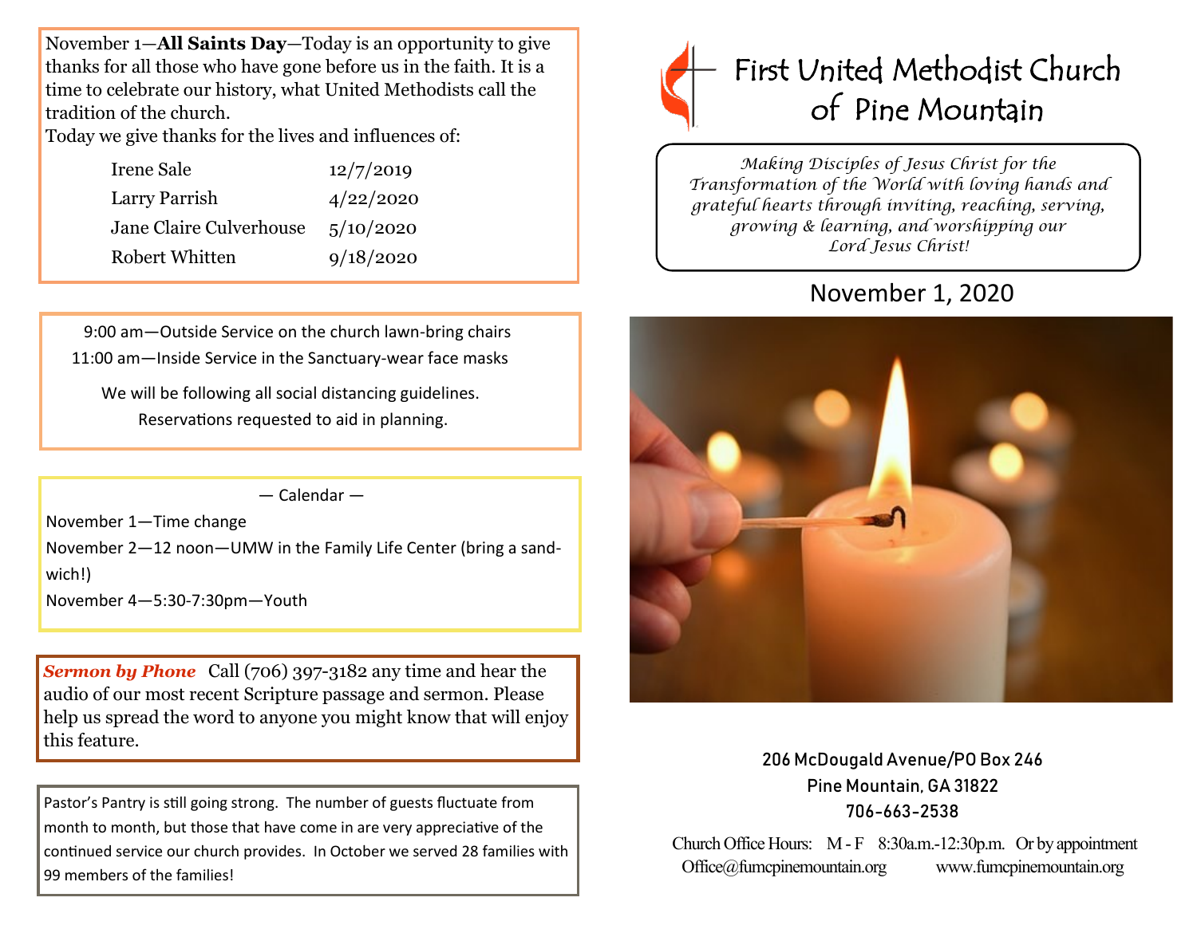November 1—**All Saints Day**—Today is an opportunity to give thanks for all those who have gone before us in the faith. It is a time to celebrate our history, what United Methodists call the tradition of the church.

Today we give thanks for the lives and influences of:

| Name | Date |
|---|---|
| Irene Sale | 12/7/2019 |
| Larry Parrish | 4/22/2020 |
| Jane Claire Culverhouse | 5/10/2020 |
| Robert Whitten | 9/18/2020 |

9:00 am—Outside Service on the church lawn-bring chairs

11:00 am—Inside Service in the Sanctuary-wear face masks

We will be following all social distancing guidelines.

Reservations requested to aid in planning.

— Calendar —

November 1—Time change

November 2—12 noon—UMW in the Family Life Center (bring a sandwich!)

November 4—5:30-7:30pm—Youth

***Sermon by Phone*** Call (706) 397-3182 any time and hear the audio of our most recent Scripture passage and sermon. Please help us spread the word to anyone you might know that will enjoy this feature.

Pastor's Pantry is still going strong. The number of guests fluctuate from month to month, but those that have come in are very appreciative of the continued service our church provides. In October we served 28 families with 99 members of the families!

# First United Methodist Church of Pine Mountain

*Making Disciples of Jesus Christ for the Transformation of the World with loving hands and grateful hearts through inviting, reaching, serving, growing & learning, and worshipping our Lord Jesus Christ!*

## November 1, 2020

206 McDougald Avenue/PO Box 246

Pine Mountain, GA 31822

706-663-2538

Church Office Hours: M - F 8:30a.m.-12:30p.m. Or by appointment

Office@fumcpinemountain.org www.fumcpinemountain.org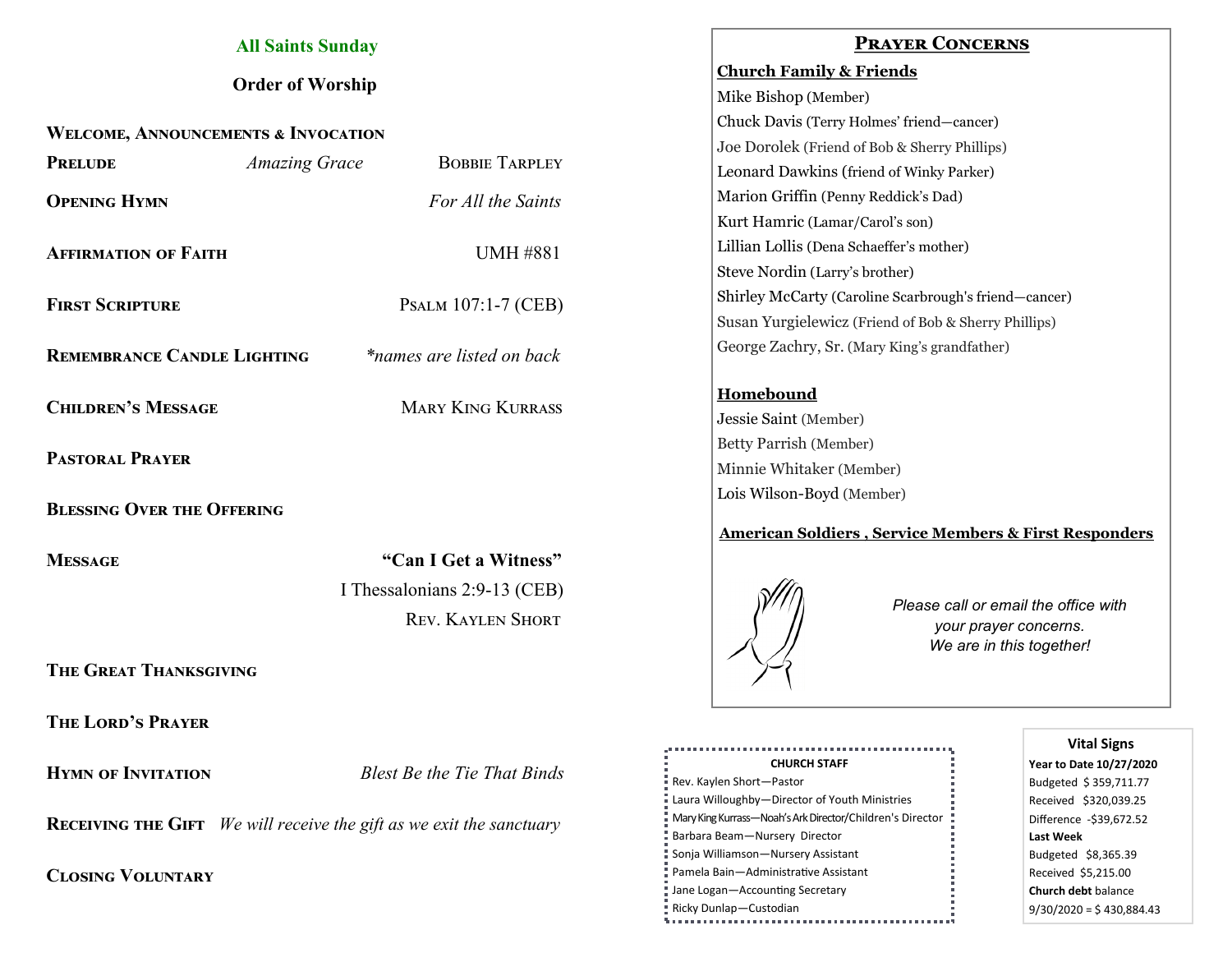## All Saints Sunday

### Order of Worship

**Welcome, Announcements & Invocation**

**Prelude** — *Amazing Grace* — Bobbie Tarpley

**Opening Hymn** — *For All the Saints*

**Affirmation of Faith** — UMH #881

**First Scripture** — Psalm 107:1-7 (CEB)

**Remembrance Candle Lighting** — **names are listed on back*

**Children's Message** — Mary King Kurrass

**Pastoral Prayer**

**Blessing Over the Offering**

**Message** — **"Can I Get a Witness"**
I Thessalonians 2:9-13 (CEB)
Rev. Kaylen Short

**The Great Thanksgiving**

**The Lord's Prayer**

**Hymn of Invitation** — *Blest Be the Tie That Binds*

**Receiving the Gift** — *We will receive the gift as we exit the sanctuary*

**Closing Voluntary**

## Prayer Concerns

**Church Family & Friends**

Mike Bishop (Member)
Chuck Davis (Terry Holmes' friend—cancer)
Joe Dorolek (Friend of Bob & Sherry Phillips)
Leonard Dawkins (friend of Winky Parker)
Marion Griffin (Penny Reddick's Dad)
Kurt Hamric (Lamar/Carol's son)
Lillian Lollis (Dena Schaeffer's mother)
Steve Nordin (Larry's brother)
Shirley McCarty (Caroline Scarbrough's friend—cancer)
Susan Yurgielewicz (Friend of Bob & Sherry Phillips)
George Zachry, Sr. (Mary King's grandfather)

**Homebound**

Jessie Saint (Member)
Betty Parrish (Member)
Minnie Whitaker (Member)
Lois Wilson-Boyd (Member)

**American Soldiers , Service Members & First Responders**

*Please call or email the office with your prayer concerns. We are in this together!*

**CHURCH STAFF**

Rev. Kaylen Short—Pastor
Laura Willoughby—Director of Youth Ministries
Mary King Kurrass—Noah's Ark Director/Children's Director
Barbara Beam—Nursery Director
Sonja Williamson—Nursery Assistant
Pamela Bain—Administrative Assistant
Jane Logan—Accounting Secretary
Ricky Dunlap—Custodian

**Vital Signs**

**Year to Date 10/27/2020**
Budgeted $ 359,711.77
Received $320,039.25
Difference -$39,672.52
**Last Week**
Budgeted $8,365.39
Received $5,215.00
**Church debt** balance
9/30/2020 = $ 430,884.43